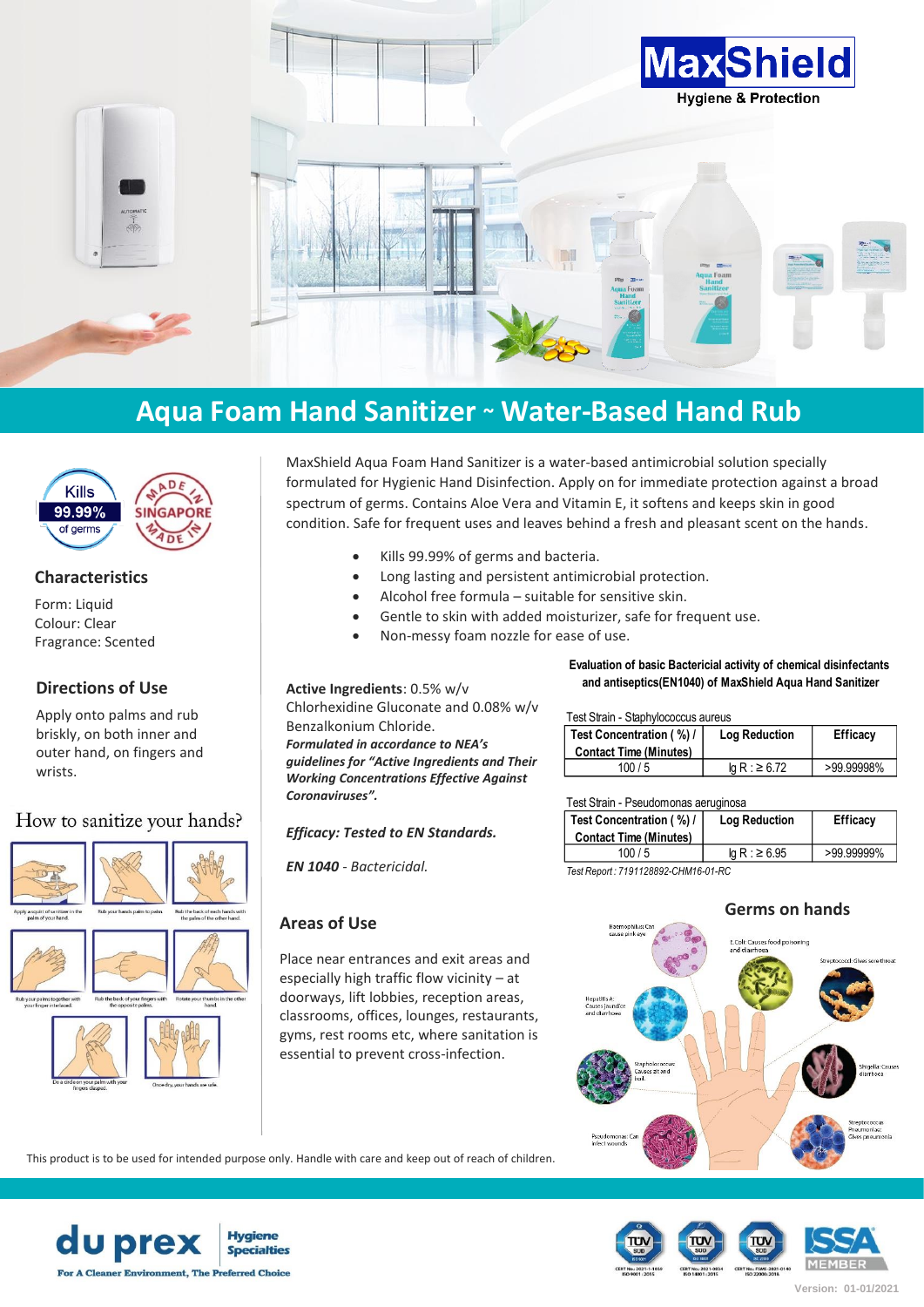MaxShield
Hygiene & Protection

# Aqua Foam Hand Sanitizer ~ Water-Based Hand Rub

Kills 99.99% of germs

MADE IN SINGAPORE

MaxShield Aqua Foam Hand Sanitizer is a water-based antimicrobial solution specially formulated for Hygienic Hand Disinfection. Apply on for immediate protection against a broad spectrum of germs. Contains Aloe Vera and Vitamin E, it softens and keeps skin in good condition. Safe for frequent uses and leaves behind a fresh and pleasant scent on the hands.

- Kills 99.99% of germs and bacteria.
- Long lasting and persistent antimicrobial protection.
- Alcohol free formula – suitable for sensitive skin.
- Gentle to skin with added moisturizer, safe for frequent use.
- Non-messy foam nozzle for ease of use.

## Characteristics

Form: Liquid
Colour: Clear
Fragrance: Scented

## Directions of Use

Apply onto palms and rub briskly, on both inner and outer hand, on fingers and wrists.

## How to sanitize your hands?

Apply a squirt of sanitizer in the palm of your hand.

Rub your hands palm to palm.

Rub the back of each hands with the palm of the other hand.

Rub your palms together with your finger interlaced.

Rub the back of your fingers with the opposite palms.

Rotate your thumbs in the other hand.

Do a circle on your palm with your fingers clasped.

Once dry, your hands are safe.

**Active Ingredients**: 0.5% w/v Chlorhexidine Gluconate and 0.08% w/v Benzalkonium Chloride.

***Formulated in accordance to NEA's guidelines for "Active Ingredients and Their Working Concentrations Effective Against Coronaviruses".***

***Efficacy: Tested to EN Standards.***

***EN 1040** - Bactericidal.*

**Evaluation of basic Bactericial activity of chemical disinfectants and antiseptics(EN1040) of MaxShield Aqua Hand Sanitizer**

Test Strain - Staphylococcus aureus

| Test Concentration ( %) / Contact Time (Minutes) | Log Reduction | Efficacy |
|---|---|---|
| 100 / 5 | lg R : ≥ 6.72 | >99.99998% |

Test Strain - Pseudomonas aeruginosa

| Test Concentration ( %) / Contact Time (Minutes) | Log Reduction | Efficacy |
|---|---|---|
| 100 / 5 | lg R : ≥ 6.95 | >99.99999% |

*Test Report : 7191128892-CHM16-01-RC*

## Areas of Use

Place near entrances and exit areas and especially high traffic flow vicinity – at doorways, lift lobbies, reception areas, classrooms, offices, lounges, restaurants, gyms, rest rooms etc, where sanitation is essential to prevent cross-infection.

## Germs on hands

Haemophilus: Can cause pink eye

E.Coli: Causes food poisoning and diarrhoea

Streptococci: Gives sore throat

Hepatitis A: Causes jaundice and diarrhoea

Staphylococcus: Causes zit and boil.

Shigella: Causes diarrhoea

Streptococcus Pneumoniae: Gives pneumonia

Pseudomonas: Can infect wounds

This product is to be used for intended purpose only. Handle with care and keep out of reach of children.

du prex Hygiene Specialties
For A Cleaner Environment, The Preferred Choice

ISSA MEMBER

Version: 01-01/2021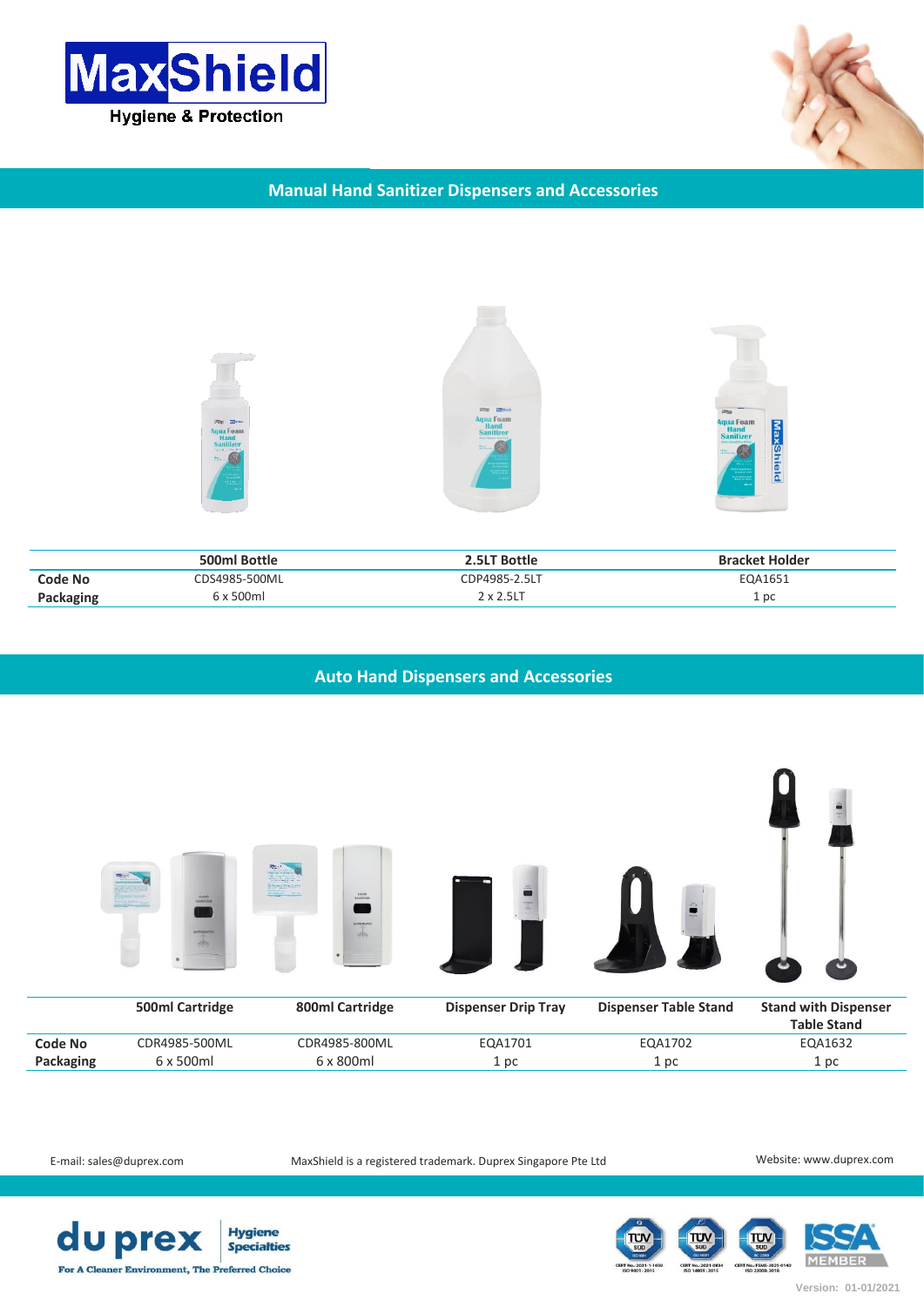# MaxShield

Hygiene & Protection

## Manual Hand Sanitizer Dispensers and Accessories

| | 500ml Bottle | 2.5LT Bottle | Bracket Holder |
|---|---|---|---|
| **Code No** | CDS4985-500ML | CDP4985-2.5LT | EQA1651 |
| **Packaging** | 6 x 500ml | 2 x 2.5LT | 1 pc |

## Auto Hand Dispensers and Accessories

| | 500ml Cartridge | 800ml Cartridge | Dispenser Drip Tray | Dispenser Table Stand | Stand with Dispenser Table Stand |
|---|---|---|---|---|---|
| **Code No** | CDR4985-500ML | CDR4985-800ML | EQA1701 | EQA1702 | EQA1632 |
| **Packaging** | 6 x 500ml | 6 x 800ml | 1 pc | 1 pc | 1 pc |

E-mail: sales@duprex.com

MaxShield is a registered trademark. Duprex Singapore Pte Ltd

Website: www.duprex.com

duprex Hygiene Specialties

For A Cleaner Environment, The Preferred Choice

Version: 01-01/2021